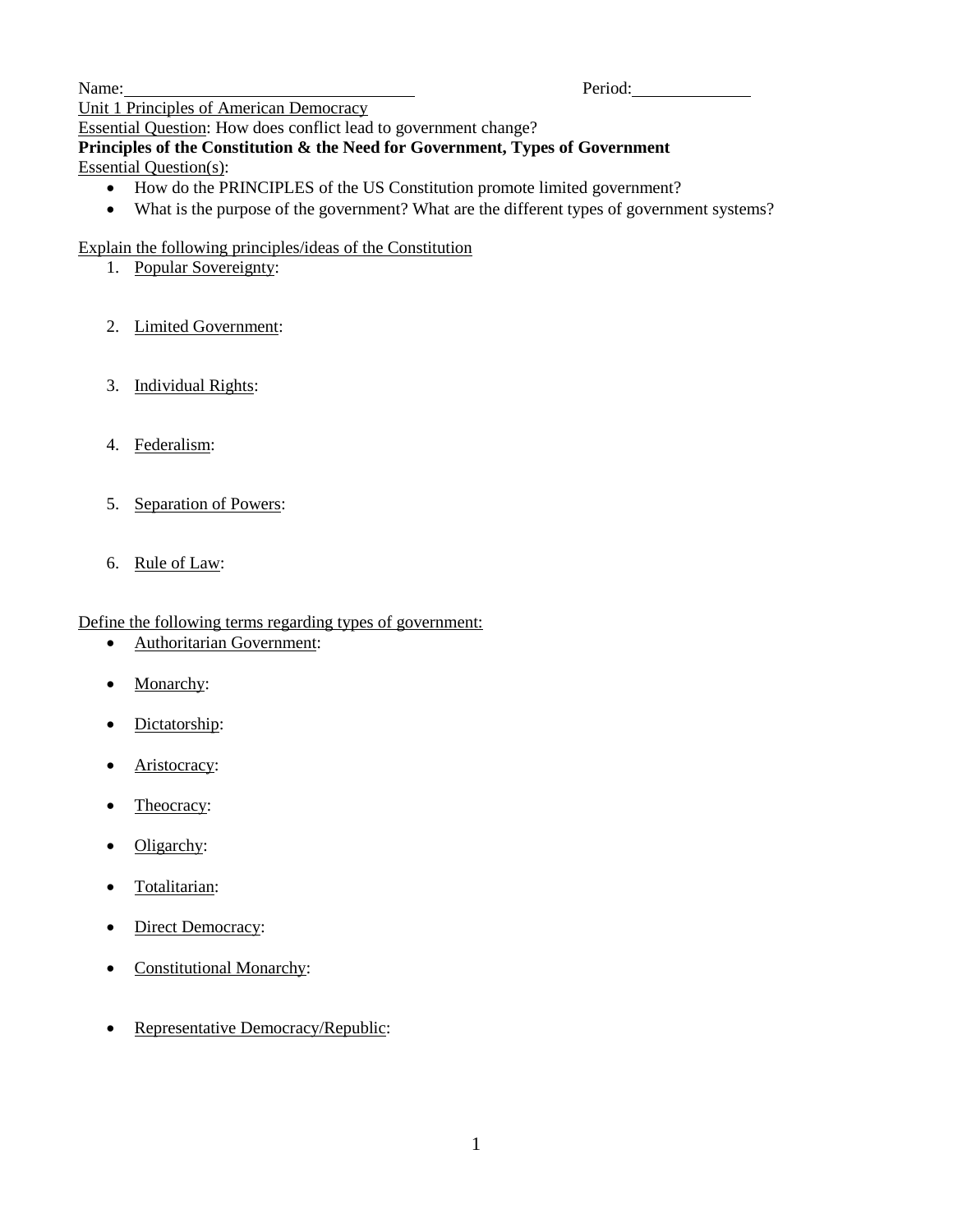Name:________________________________ Period:____________

Unit 1 Principles of American Democracy

Essential Question: How does conflict lead to government change?

**Principles of the Constitution & the Need for Government, Types of Government**

Essential Question(s):

- How do the PRINCIPLES of the US Constitution promote limited government?
- What is the purpose of the government? What are the different types of government systems?

Explain the following principles/ideas of the Constitution

1. Popular Sovereignty:

2. Limited Government:

3. Individual Rights:

4. Federalism:

5. Separation of Powers:

6. Rule of Law:

Define the following terms regarding types of government:

- Authoritarian Government:
- Monarchy:
- Dictatorship:
- Aristocracy:
- Theocracy:
- Oligarchy:
- Totalitarian:
- Direct Democracy:
- Constitutional Monarchy:
- Representative Democracy/Republic: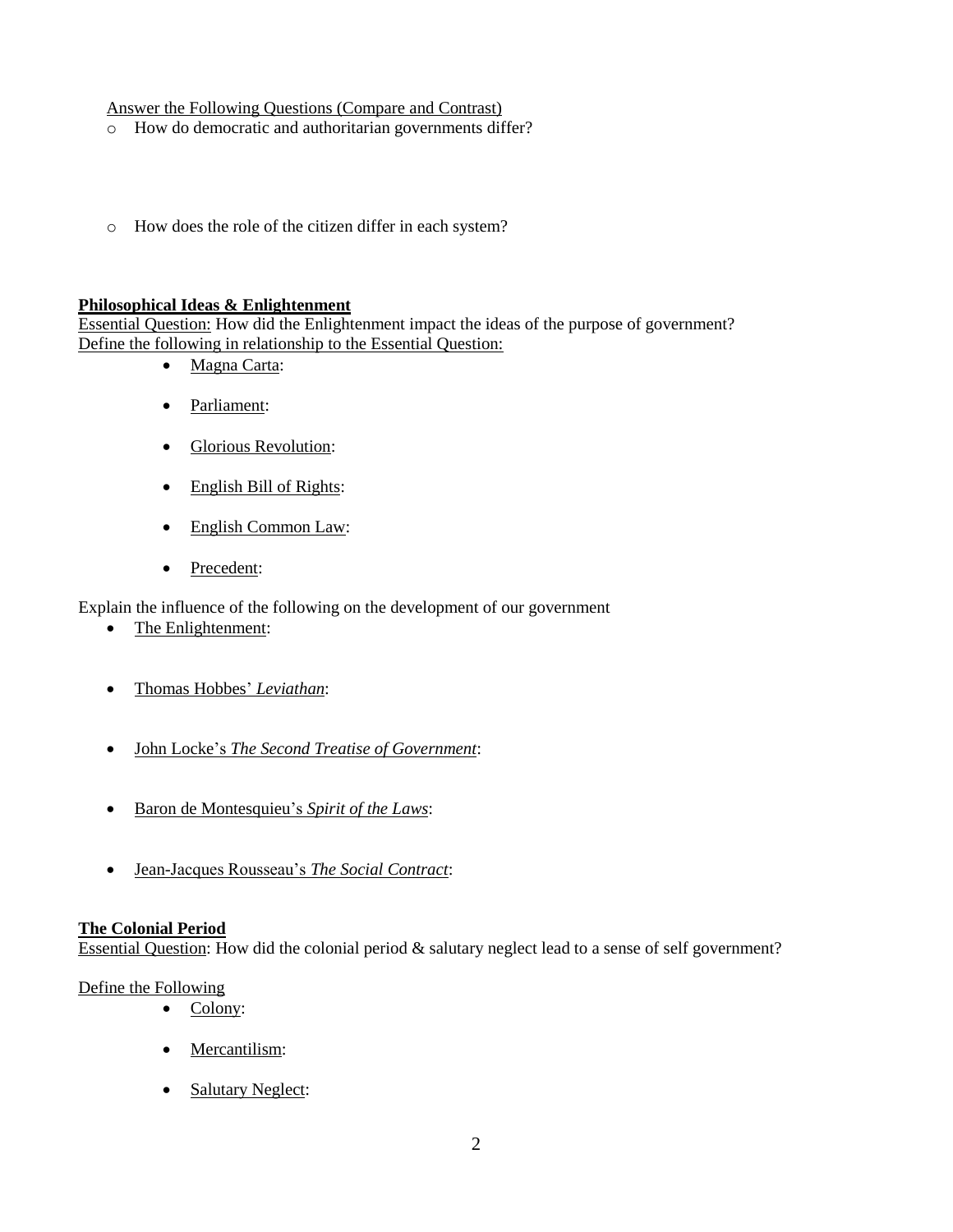<u>Answer the Following Questions (Compare and Contrast)</u>

- How do democratic and authoritarian governments differ?

- How does the role of the citizen differ in each system?

**<u>Philosophical Ideas & Enlightenment</u>**

<u>Essential Question:</u> How did the Enlightenment impact the ideas of the purpose of government?

<u>Define the following in relationship to the Essential Question:</u>

- <u>Magna Carta</u>:
- <u>Parliament</u>:
- <u>Glorious Revolution</u>:
- <u>English Bill of Rights</u>:
- <u>English Common Law</u>:
- <u>Precedent</u>:

Explain the influence of the following on the development of our government

- <u>The Enlightenment</u>:
- <u>Thomas Hobbes' *Leviathan*</u>:
- <u>John Locke's *The Second Treatise of Government*</u>:
- <u>Baron de Montesquieu's *Spirit of the Laws*</u>:
- <u>Jean-Jacques Rousseau's *The Social Contract*</u>:

**<u>The Colonial Period</u>**

<u>Essential Question</u>: How did the colonial period & salutary neglect lead to a sense of self government?

<u>Define the Following</u>

- <u>Colony</u>:
- <u>Mercantilism</u>:
- <u>Salutary Neglect</u>: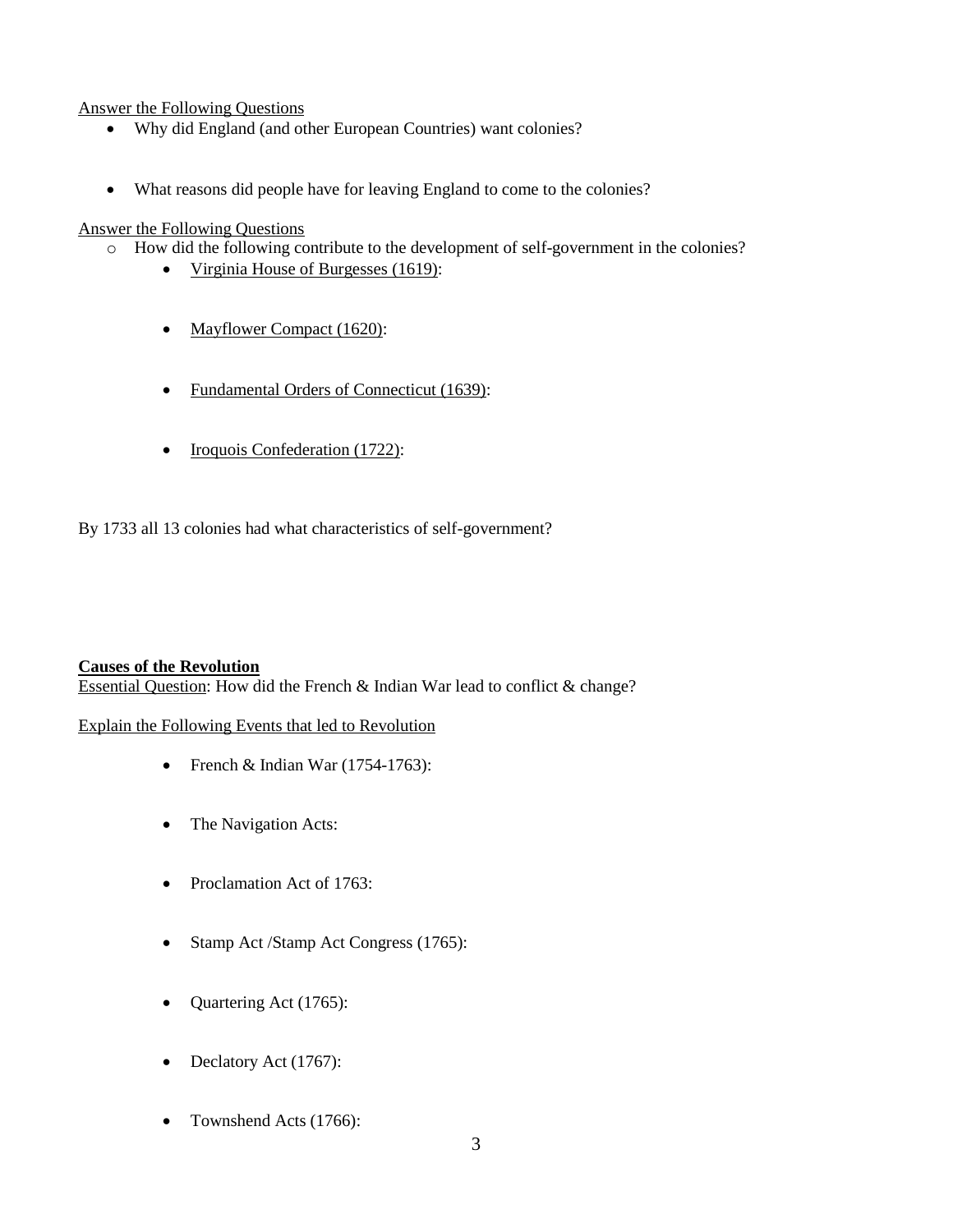Answer the Following Questions

- Why did England (and other European Countries) want colonies?

- What reasons did people have for leaving England to come to the colonies?

Answer the Following Questions

- How did the following contribute to the development of self-government in the colonies?
  - Virginia House of Burgesses (1619):

  - Mayflower Compact (1620):

  - Fundamental Orders of Connecticut (1639):

  - Iroquois Confederation (1722):

By 1733 all 13 colonies had what characteristics of self-government?

**Causes of the Revolution**

Essential Question: How did the French & Indian War lead to conflict & change?

Explain the Following Events that led to Revolution

- French & Indian War (1754-1763):

- The Navigation Acts:

- Proclamation Act of 1763:

- Stamp Act /Stamp Act Congress (1765):

- Quartering Act (1765):

- Declatory Act (1767):

- Townshend Acts (1766):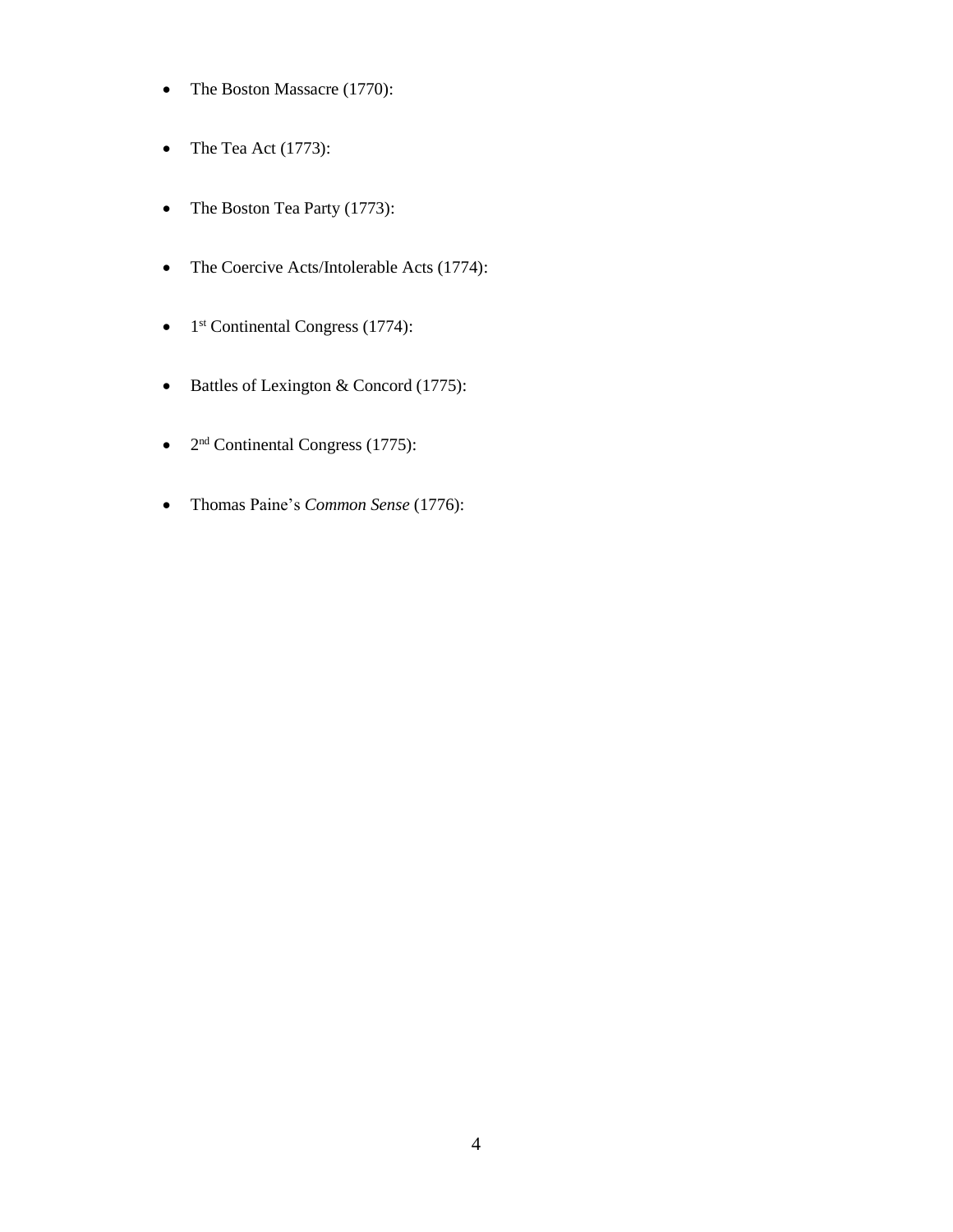- The Boston Massacre (1770):

- The Tea Act (1773):

- The Boston Tea Party (1773):

- The Coercive Acts/Intolerable Acts (1774):

- 1st Continental Congress (1774):

- Battles of Lexington & Concord (1775):

- 2nd Continental Congress (1775):

- Thomas Paine's *Common Sense* (1776):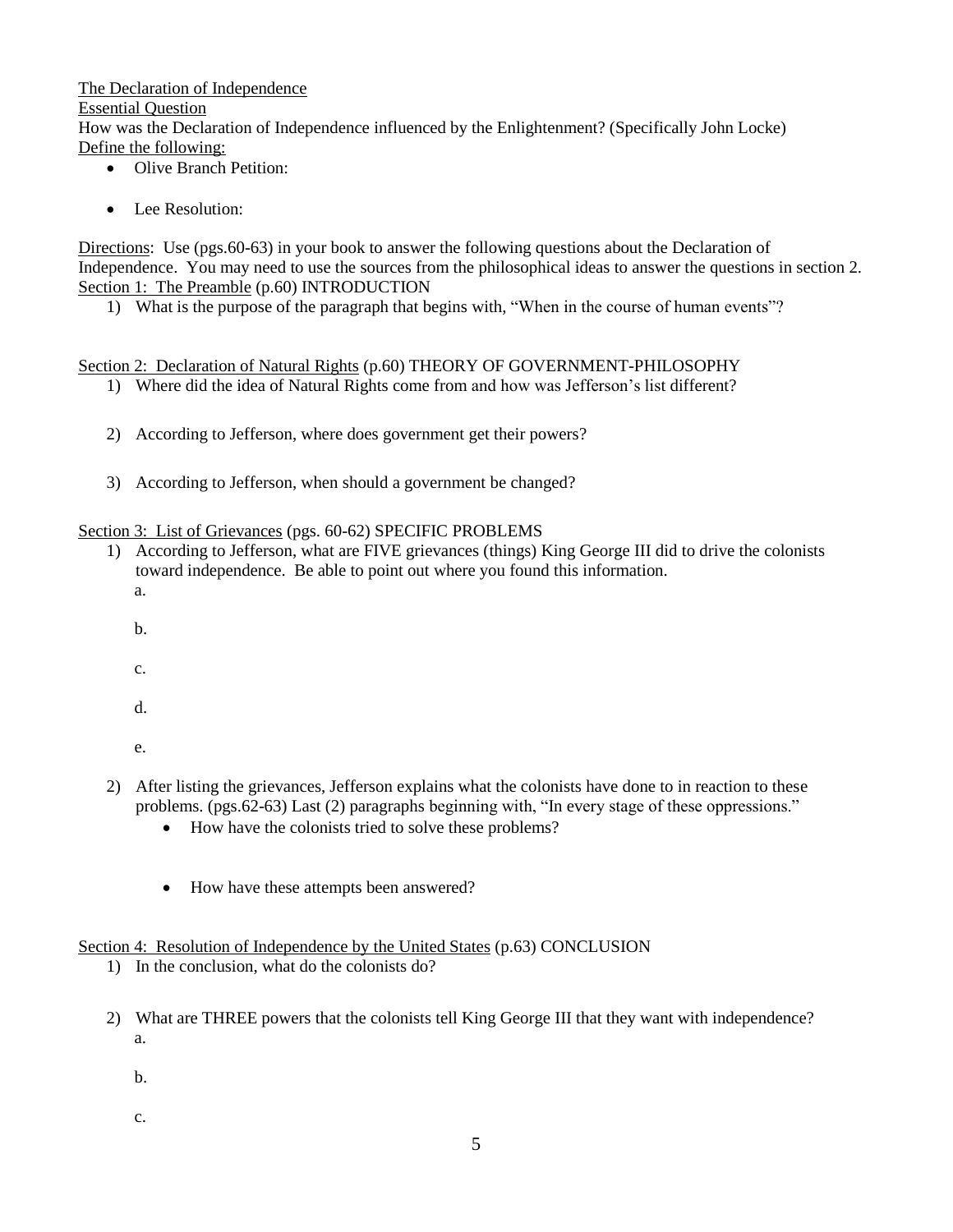The Declaration of Independence

Essential Question

How was the Declaration of Independence influenced by the Enlightenment? (Specifically John Locke)

Define the following:

- Olive Branch Petition:

- Lee Resolution:

Directions: Use (pgs.60-63) in your book to answer the following questions about the Declaration of Independence. You may need to use the sources from the philosophical ideas to answer the questions in section 2.

Section 1: The Preamble (p.60) INTRODUCTION

1) What is the purpose of the paragraph that begins with, "When in the course of human events"?

Section 2: Declaration of Natural Rights (p.60) THEORY OF GOVERNMENT-PHILOSOPHY

1) Where did the idea of Natural Rights come from and how was Jefferson's list different?

2) According to Jefferson, where does government get their powers?

3) According to Jefferson, when should a government be changed?

Section 3: List of Grievances (pgs. 60-62) SPECIFIC PROBLEMS

1) According to Jefferson, what are FIVE grievances (things) King George III did to drive the colonists toward independence. Be able to point out where you found this information.
   a.

   b.

   c.

   d.

   e.

2) After listing the grievances, Jefferson explains what the colonists have done to in reaction to these problems. (pgs.62-63) Last (2) paragraphs beginning with, "In every stage of these oppressions."
   - How have the colonists tried to solve these problems?

   - How have these attempts been answered?

Section 4: Resolution of Independence by the United States (p.63) CONCLUSION

1) In the conclusion, what do the colonists do?

2) What are THREE powers that the colonists tell King George III that they want with independence?
   a.

   b.

   c.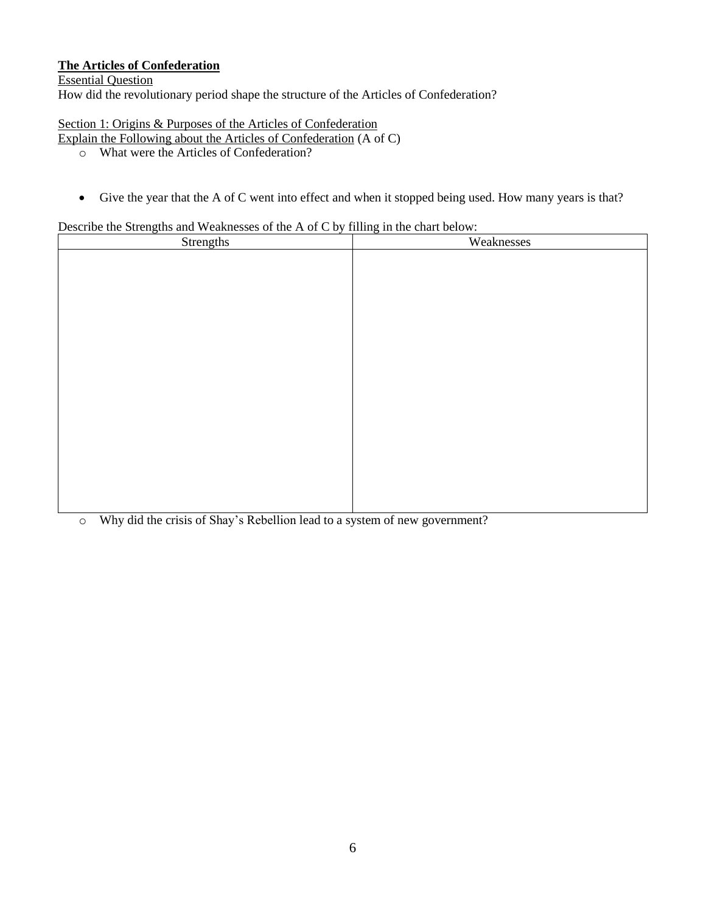**<u>The Articles of Confederation</u>**

<u>Essential Question</u>

How did the revolutionary period shape the structure of the Articles of Confederation?

<u>Section 1: Origins & Purposes of the Articles of Confederation</u>

<u>Explain the Following about the Articles of Confederation</u> (A of C)

- What were the Articles of Confederation?

- Give the year that the A of C went into effect and when it stopped being used. How many years is that?

Describe the Strengths and Weaknesses of the A of C by filling in the chart below:

| Strengths | Weaknesses |
| --- | --- |
| | |

- Why did the crisis of Shay's Rebellion lead to a system of new government?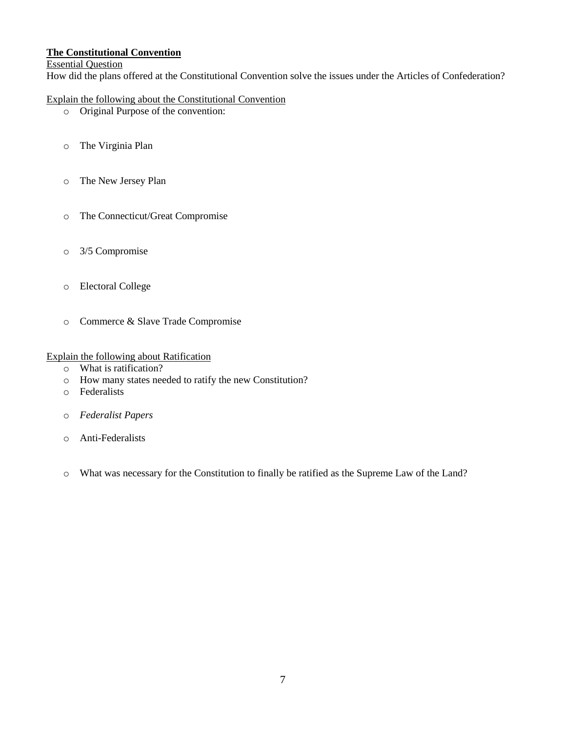**The Constitutional Convention**

Essential Question

How did the plans offered at the Constitutional Convention solve the issues under the Articles of Confederation?

Explain the following about the Constitutional Convention

- Original Purpose of the convention:
- The Virginia Plan
- The New Jersey Plan
- The Connecticut/Great Compromise
- 3/5 Compromise
- Electoral College
- Commerce & Slave Trade Compromise

Explain the following about Ratification

- What is ratification?
- How many states needed to ratify the new Constitution?
- Federalists
- *Federalist Papers*
- Anti-Federalists
- What was necessary for the Constitution to finally be ratified as the Supreme Law of the Land?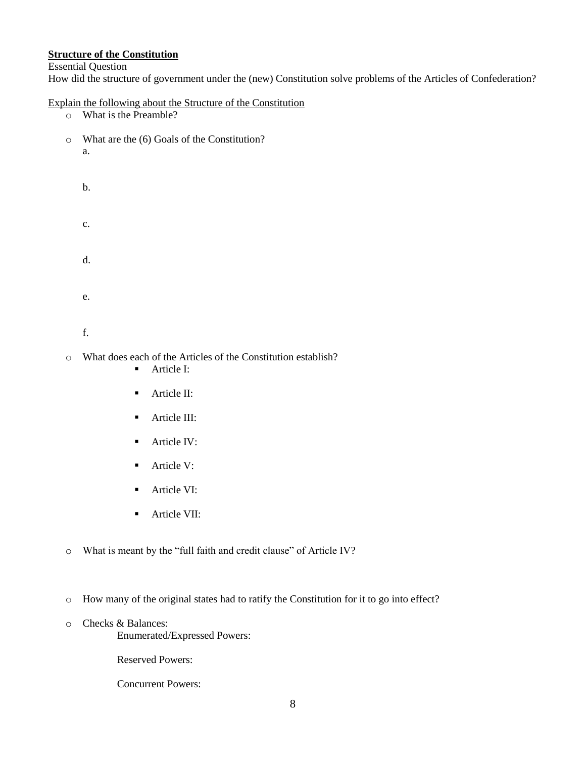**Structure of the Constitution**

Essential Question

How did the structure of government under the (new) Constitution solve problems of the Articles of Confederation?

Explain the following about the Structure of the Constitution

- What is the Preamble?
- What are the (6) Goals of the Constitution?
  - a.
  - b.
  - c.
  - d.
  - e.
  - f.
- What does each of the Articles of the Constitution establish?
  - Article I:
  - Article II:
  - Article III:
  - Article IV:
  - Article V:
  - Article VI:
  - Article VII:
- What is meant by the "full faith and credit clause" of Article IV?
- How many of the original states had to ratify the Constitution for it to go into effect?
- Checks & Balances:

  Enumerated/Expressed Powers:

  Reserved Powers:

  Concurrent Powers: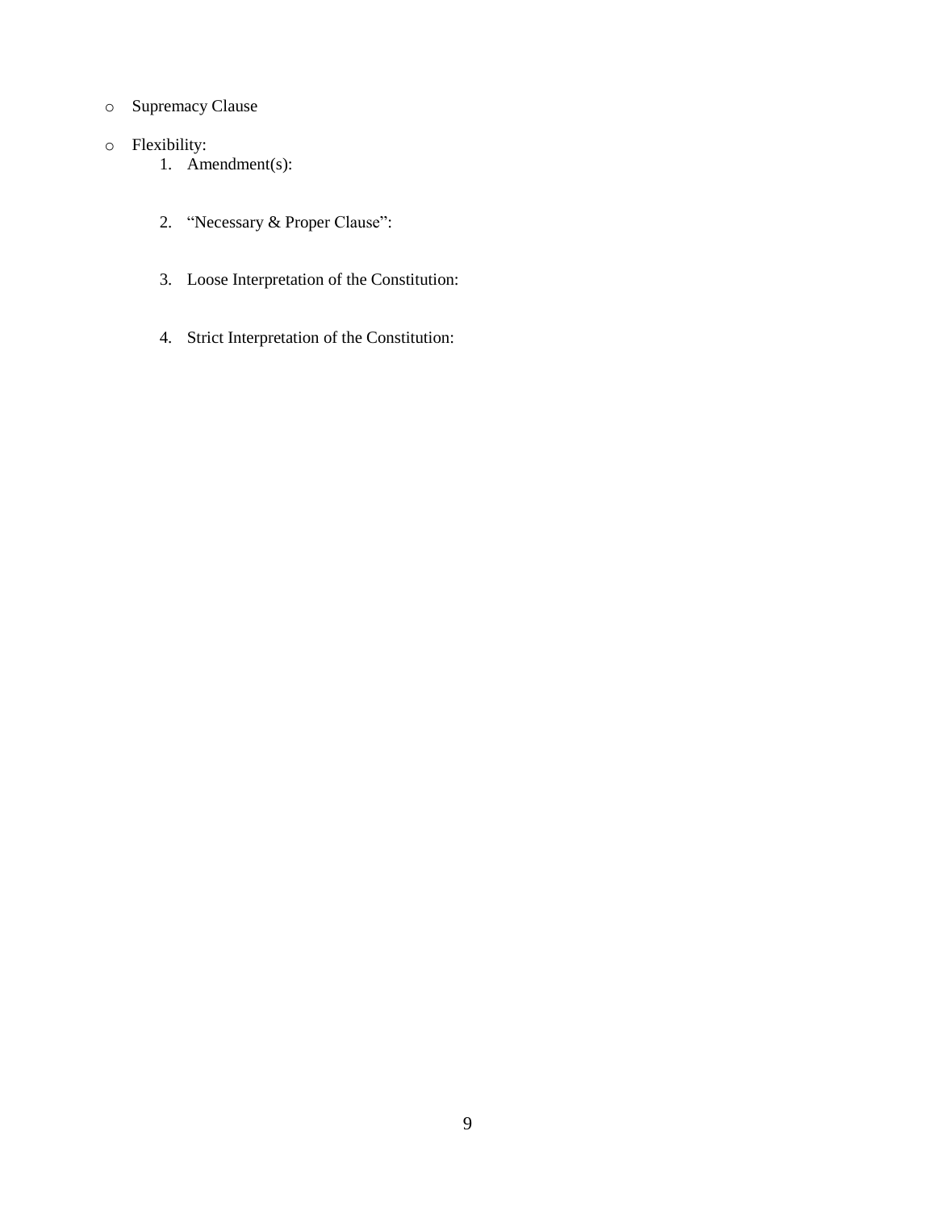- Supremacy Clause

- Flexibility:
    1. Amendment(s):

    2. "Necessary & Proper Clause":

    3. Loose Interpretation of the Constitution:

    4. Strict Interpretation of the Constitution: